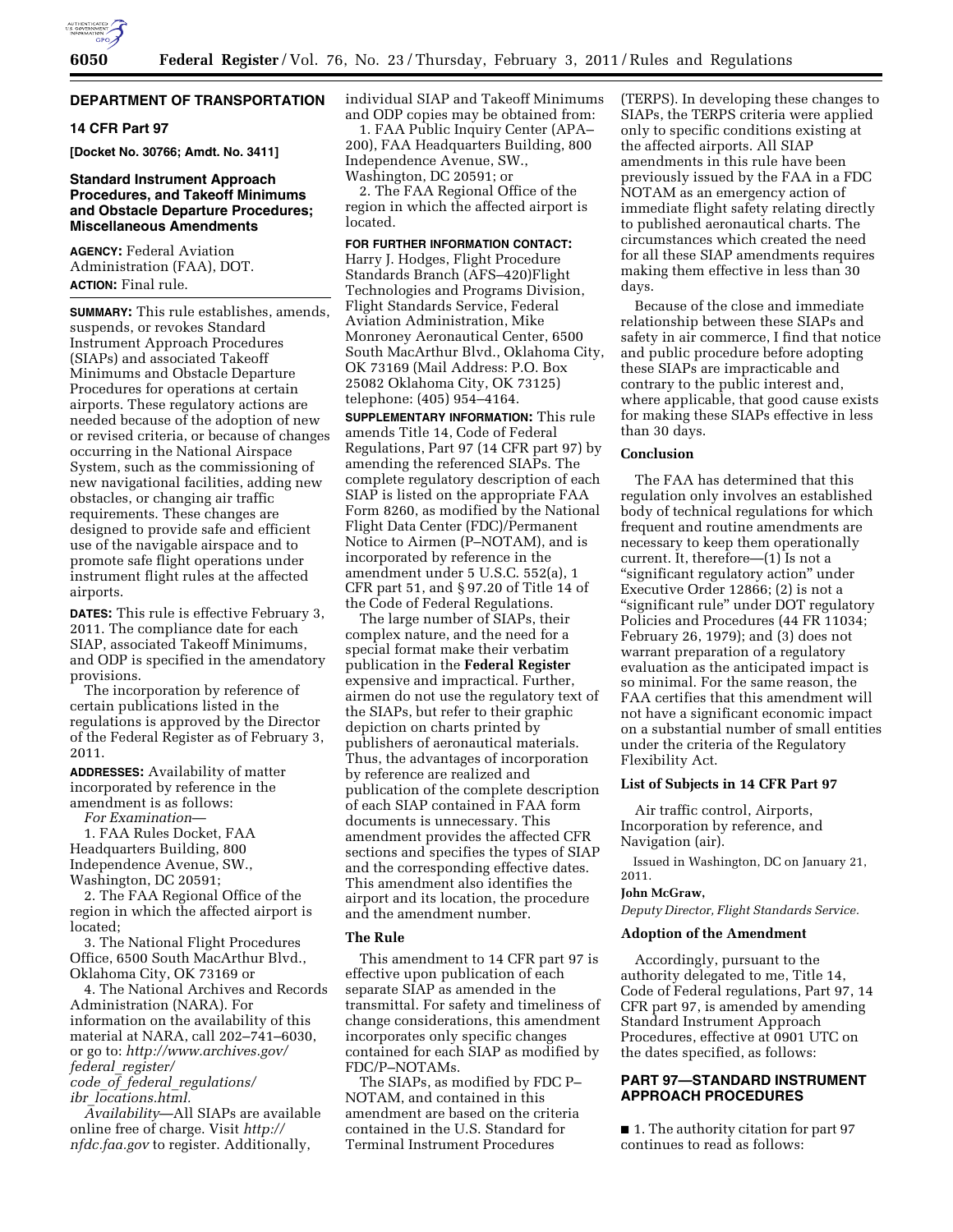## DEPARTMENT OF TRANSPORTATION

### 14 CFR Part 97

**[Docket No. 30766; Amdt. No. 3411]**

### Standard Instrument Approach Procedures, and Takeoff Minimums and Obstacle Departure Procedures; Miscellaneous Amendments

**AGENCY:** Federal Aviation Administration (FAA), DOT.

**ACTION:** Final rule.

**SUMMARY:** This rule establishes, amends, suspends, or revokes Standard Instrument Approach Procedures (SIAPs) and associated Takeoff Minimums and Obstacle Departure Procedures for operations at certain airports. These regulatory actions are needed because of the adoption of new or revised criteria, or because of changes occurring in the National Airspace System, such as the commissioning of new navigational facilities, adding new obstacles, or changing air traffic requirements. These changes are designed to provide safe and efficient use of the navigable airspace and to promote safe flight operations under instrument flight rules at the affected airports.

**DATES:** This rule is effective February 3, 2011. The compliance date for each SIAP, associated Takeoff Minimums, and ODP is specified in the amendatory provisions.

The incorporation by reference of certain publications listed in the regulations is approved by the Director of the Federal Register as of February 3, 2011.

**ADDRESSES:** Availability of matter incorporated by reference in the amendment is as follows:

*For Examination*—

1. FAA Rules Docket, FAA Headquarters Building, 800 Independence Avenue, SW., Washington, DC 20591;

2. The FAA Regional Office of the region in which the affected airport is located;

3. The National Flight Procedures Office, 6500 South MacArthur Blvd., Oklahoma City, OK 73169 or

4. The National Archives and Records Administration (NARA). For information on the availability of this material at NARA, call 202–741–6030, or go to: *http://www.archives.gov/federal_register/code_of_federal_regulations/ibr_locations.html.*

*Availability*—All SIAPs are available online free of charge. Visit *http://nfdc.faa.gov* to register. Additionally, individual SIAP and Takeoff Minimums and ODP copies may be obtained from:

1. FAA Public Inquiry Center (APA–200), FAA Headquarters Building, 800 Independence Avenue, SW., Washington, DC 20591; or

2. The FAA Regional Office of the region in which the affected airport is located.

**FOR FURTHER INFORMATION CONTACT:** Harry J. Hodges, Flight Procedure Standards Branch (AFS–420)Flight Technologies and Programs Division, Flight Standards Service, Federal Aviation Administration, Mike Monroney Aeronautical Center, 6500 South MacArthur Blvd., Oklahoma City, OK 73169 (Mail Address: P.O. Box 25082 Oklahoma City, OK 73125) telephone: (405) 954–4164.

**SUPPLEMENTARY INFORMATION:** This rule amends Title 14, Code of Federal Regulations, Part 97 (14 CFR part 97) by amending the referenced SIAPs. The complete regulatory description of each SIAP is listed on the appropriate FAA Form 8260, as modified by the National Flight Data Center (FDC)/Permanent Notice to Airmen (P–NOTAM), and is incorporated by reference in the amendment under 5 U.S.C. 552(a), 1 CFR part 51, and § 97.20 of Title 14 of the Code of Federal Regulations.

The large number of SIAPs, their complex nature, and the need for a special format make their verbatim publication in the **Federal Register** expensive and impractical. Further, airmen do not use the regulatory text of the SIAPs, but refer to their graphic depiction on charts printed by publishers of aeronautical materials. Thus, the advantages of incorporation by reference are realized and publication of the complete description of each SIAP contained in FAA form documents is unnecessary. This amendment provides the affected CFR sections and specifies the types of SIAP and the corresponding effective dates. This amendment also identifies the airport and its location, the procedure and the amendment number.

### The Rule

This amendment to 14 CFR part 97 is effective upon publication of each separate SIAP as amended in the transmittal. For safety and timeliness of change considerations, this amendment incorporates only specific changes contained for each SIAP as modified by FDC/P–NOTAMs.

The SIAPs, as modified by FDC P–NOTAM, and contained in this amendment are based on the criteria contained in the U.S. Standard for Terminal Instrument Procedures (TERPS). In developing these changes to SIAPs, the TERPS criteria were applied only to specific conditions existing at the affected airports. All SIAP amendments in this rule have been previously issued by the FAA in a FDC NOTAM as an emergency action of immediate flight safety relating directly to published aeronautical charts. The circumstances which created the need for all these SIAP amendments requires making them effective in less than 30 days.

Because of the close and immediate relationship between these SIAPs and safety in air commerce, I find that notice and public procedure before adopting these SIAPs are impracticable and contrary to the public interest and, where applicable, that good cause exists for making these SIAPs effective in less than 30 days.

### Conclusion

The FAA has determined that this regulation only involves an established body of technical regulations for which frequent and routine amendments are necessary to keep them operationally current. It, therefore—(1) Is not a "significant regulatory action" under Executive Order 12866; (2) is not a "significant rule" under DOT regulatory Policies and Procedures (44 FR 11034; February 26, 1979); and (3) does not warrant preparation of a regulatory evaluation as the anticipated impact is so minimal. For the same reason, the FAA certifies that this amendment will not have a significant economic impact on a substantial number of small entities under the criteria of the Regulatory Flexibility Act.

### List of Subjects in 14 CFR Part 97

Air traffic control, Airports, Incorporation by reference, and Navigation (air).

Issued in Washington, DC on January 21, 2011.

**John McGraw,**

*Deputy Director, Flight Standards Service.*

### Adoption of the Amendment

Accordingly, pursuant to the authority delegated to me, Title 14, Code of Federal regulations, Part 97, 14 CFR part 97, is amended by amending Standard Instrument Approach Procedures, effective at 0901 UTC on the dates specified, as follows:

## PART 97—STANDARD INSTRUMENT APPROACH PROCEDURES

■ 1. The authority citation for part 97 continues to read as follows: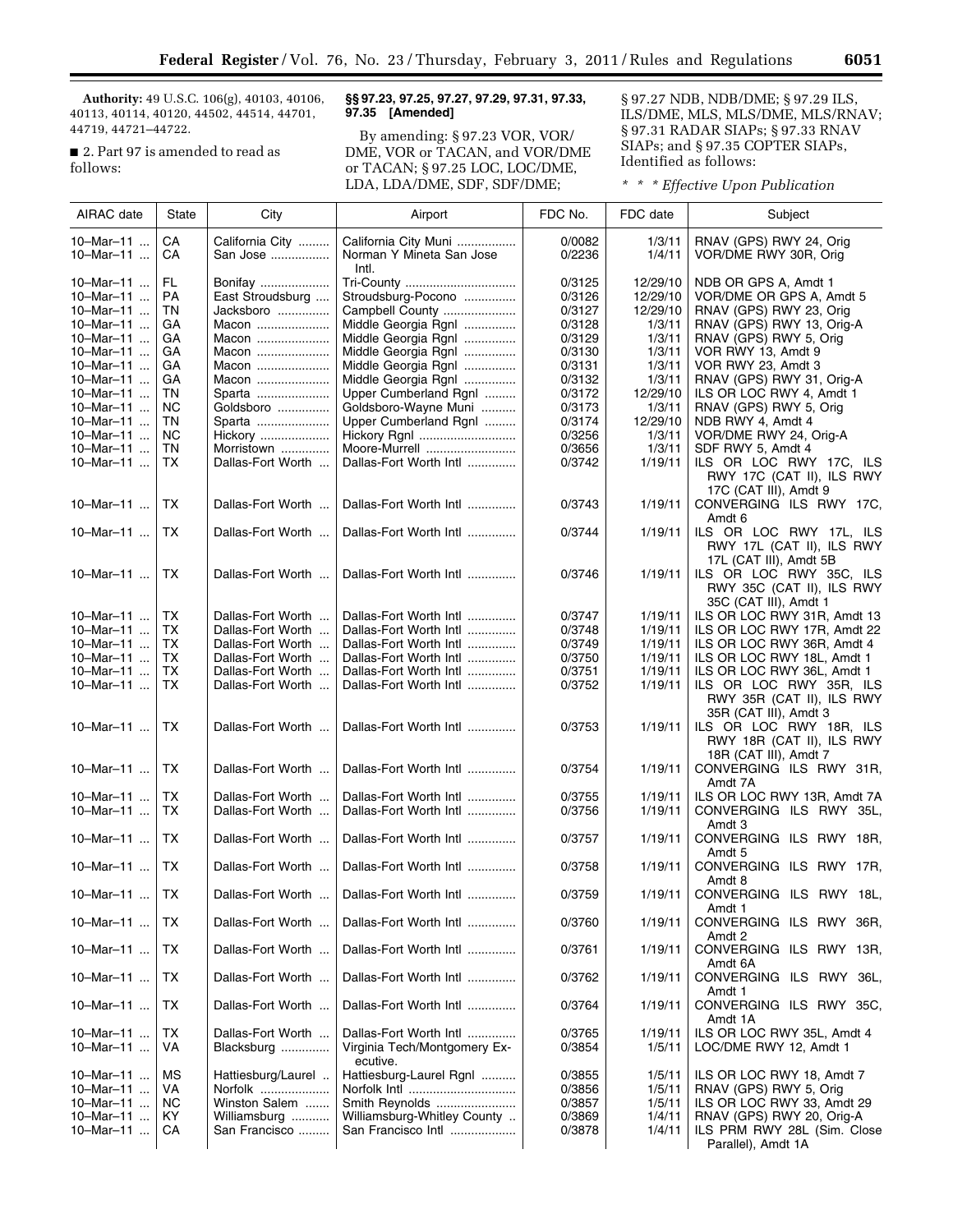**Authority:** 49 U.S.C. 106(g), 40103, 40106, 40113, 40114, 40120, 44502, 44514, 44701, 44719, 44721–44722.

■ 2. Part 97 is amended to read as follows:

**§§ 97.23, 97.25, 97.27, 97.29, 97.31, 97.33, 97.35 [Amended]**

By amending: § 97.23 VOR, VOR/DME, VOR or TACAN, and VOR/DME or TACAN; § 97.25 LOC, LOC/DME, LDA, LDA/DME, SDF, SDF/DME; § 97.27 NDB, NDB/DME; § 97.29 ILS, ILS/DME, MLS, MLS/DME, MLS/RNAV; § 97.31 RADAR SIAPs; § 97.33 RNAV SIAPs; and § 97.35 COPTER SIAPs, Identified as follows:

*\* \* \* Effective Upon Publication*

| AIRAC date | State | City | Airport | FDC No. | FDC date | Subject |
|---|---|---|---|---|---|---|
| 10–Mar–11 | CA | California City | California City Muni | 0/0082 | 1/3/11 | RNAV (GPS) RWY 24, Orig |
| 10–Mar–11 | CA | San Jose | Norman Y Mineta San Jose Intl. | 0/2236 | 1/4/11 | VOR/DME RWY 30R, Orig |
| 10–Mar–11 | FL | Bonifay | Tri-County | 0/3125 | 12/29/10 | NDB OR GPS A, Amdt 1 |
| 10–Mar–11 | PA | East Stroudsburg | Stroudsburg-Pocono | 0/3126 | 12/29/10 | VOR/DME OR GPS A, Amdt 5 |
| 10–Mar–11 | TN | Jacksboro | Campbell County | 0/3127 | 12/29/10 | RNAV (GPS) RWY 23, Orig |
| 10–Mar–11 | GA | Macon | Middle Georgia Rgnl | 0/3128 | 1/3/11 | RNAV (GPS) RWY 13, Orig-A |
| 10–Mar–11 | GA | Macon | Middle Georgia Rgnl | 0/3129 | 1/3/11 | RNAV (GPS) RWY 5, Orig |
| 10–Mar–11 | GA | Macon | Middle Georgia Rgnl | 0/3130 | 1/3/11 | VOR RWY 13, Amdt 9 |
| 10–Mar–11 | GA | Macon | Middle Georgia Rgnl | 0/3131 | 1/3/11 | VOR RWY 23, Amdt 3 |
| 10–Mar–11 | GA | Macon | Middle Georgia Rgnl | 0/3132 | 1/3/11 | RNAV (GPS) RWY 31, Orig-A |
| 10–Mar–11 | TN | Sparta | Upper Cumberland Rgnl | 0/3172 | 12/29/10 | ILS OR LOC RWY 4, Amdt 1 |
| 10–Mar–11 | NC | Goldsboro | Goldsboro-Wayne Muni | 0/3173 | 1/3/11 | RNAV (GPS) RWY 5, Orig |
| 10–Mar–11 | TN | Sparta | Upper Cumberland Rgnl | 0/3174 | 12/29/10 | NDB RWY 4, Amdt 4 |
| 10–Mar–11 | NC | Hickory | Hickory Rgnl | 0/3256 | 1/3/11 | VOR/DME RWY 24, Orig-A |
| 10–Mar–11 | TN | Morristown | Moore-Murrell | 0/3656 | 1/3/11 | SDF RWY 5, Amdt 4 |
| 10–Mar–11 | TX | Dallas-Fort Worth | Dallas-Fort Worth Intl | 0/3742 | 1/19/11 | ILS OR LOC RWY 17C, ILS RWY 17C (CAT II), ILS RWY 17C (CAT III), Amdt 9 |
| 10–Mar–11 | TX | Dallas-Fort Worth | Dallas-Fort Worth Intl | 0/3743 | 1/19/11 | CONVERGING ILS RWY 17C, Amdt 6 |
| 10–Mar–11 | TX | Dallas-Fort Worth | Dallas-Fort Worth Intl | 0/3744 | 1/19/11 | ILS OR LOC RWY 17L, ILS RWY 17L (CAT II), ILS RWY 17L (CAT III), Amdt 5B |
| 10–Mar–11 | TX | Dallas-Fort Worth | Dallas-Fort Worth Intl | 0/3746 | 1/19/11 | ILS OR LOC RWY 35C, ILS RWY 35C (CAT II), ILS RWY 35C (CAT III), Amdt 1 |
| 10–Mar–11 | TX | Dallas-Fort Worth | Dallas-Fort Worth Intl | 0/3747 | 1/19/11 | ILS OR LOC RWY 31R, Amdt 13 |
| 10–Mar–11 | TX | Dallas-Fort Worth | Dallas-Fort Worth Intl | 0/3748 | 1/19/11 | ILS OR LOC RWY 17R, Amdt 22 |
| 10–Mar–11 | TX | Dallas-Fort Worth | Dallas-Fort Worth Intl | 0/3749 | 1/19/11 | ILS OR LOC RWY 36R, Amdt 4 |
| 10–Mar–11 | TX | Dallas-Fort Worth | Dallas-Fort Worth Intl | 0/3750 | 1/19/11 | ILS OR LOC RWY 18L, Amdt 1 |
| 10–Mar–11 | TX | Dallas-Fort Worth | Dallas-Fort Worth Intl | 0/3751 | 1/19/11 | ILS OR LOC RWY 36L, Amdt 1 |
| 10–Mar–11 | TX | Dallas-Fort Worth | Dallas-Fort Worth Intl | 0/3752 | 1/19/11 | ILS OR LOC RWY 35R, ILS RWY 35R (CAT II), ILS RWY 35R (CAT III), Amdt 3 |
| 10–Mar–11 | TX | Dallas-Fort Worth | Dallas-Fort Worth Intl | 0/3753 | 1/19/11 | ILS OR LOC RWY 18R, ILS RWY 18R (CAT II), ILS RWY 18R (CAT III), Amdt 7 |
| 10–Mar–11 | TX | Dallas-Fort Worth | Dallas-Fort Worth Intl | 0/3754 | 1/19/11 | CONVERGING ILS RWY 31R, Amdt 7A |
| 10–Mar–11 | TX | Dallas-Fort Worth | Dallas-Fort Worth Intl | 0/3755 | 1/19/11 | ILS OR LOC RWY 13R, Amdt 7A |
| 10–Mar–11 | TX | Dallas-Fort Worth | Dallas-Fort Worth Intl | 0/3756 | 1/19/11 | CONVERGING ILS RWY 35L, Amdt 3 |
| 10–Mar–11 | TX | Dallas-Fort Worth | Dallas-Fort Worth Intl | 0/3757 | 1/19/11 | CONVERGING ILS RWY 18R, Amdt 5 |
| 10–Mar–11 | TX | Dallas-Fort Worth | Dallas-Fort Worth Intl | 0/3758 | 1/19/11 | CONVERGING ILS RWY 17R, Amdt 8 |
| 10–Mar–11 | TX | Dallas-Fort Worth | Dallas-Fort Worth Intl | 0/3759 | 1/19/11 | CONVERGING ILS RWY 18L, Amdt 1 |
| 10–Mar–11 | TX | Dallas-Fort Worth | Dallas-Fort Worth Intl | 0/3760 | 1/19/11 | CONVERGING ILS RWY 36R, Amdt 2 |
| 10–Mar–11 | TX | Dallas-Fort Worth | Dallas-Fort Worth Intl | 0/3761 | 1/19/11 | CONVERGING ILS RWY 13R, Amdt 6A |
| 10–Mar–11 | TX | Dallas-Fort Worth | Dallas-Fort Worth Intl | 0/3762 | 1/19/11 | CONVERGING ILS RWY 36L, Amdt 1 |
| 10–Mar–11 | TX | Dallas-Fort Worth | Dallas-Fort Worth Intl | 0/3764 | 1/19/11 | CONVERGING ILS RWY 35C, Amdt 1A |
| 10–Mar–11 | TX | Dallas-Fort Worth | Dallas-Fort Worth Intl | 0/3765 | 1/19/11 | ILS OR LOC RWY 35L, Amdt 4 |
| 10–Mar–11 | VA | Blacksburg | Virginia Tech/Montgomery Executive. | 0/3854 | 1/5/11 | LOC/DME RWY 12, Amdt 1 |
| 10–Mar–11 | MS | Hattiesburg/Laurel | Hattiesburg-Laurel Rgnl | 0/3855 | 1/5/11 | ILS OR LOC RWY 18, Amdt 7 |
| 10–Mar–11 | VA | Norfolk | Norfolk Intl | 0/3856 | 1/5/11 | RNAV (GPS) RWY 5, Orig |
| 10–Mar–11 | NC | Winston Salem | Smith Reynolds | 0/3857 | 1/5/11 | ILS OR LOC RWY 33, Amdt 29 |
| 10–Mar–11 | KY | Williamsburg | Williamsburg-Whitley County | 0/3869 | 1/4/11 | RNAV (GPS) RWY 20, Orig-A |
| 10–Mar–11 | CA | San Francisco | San Francisco Intl | 0/3878 | 1/4/11 | ILS PRM RWY 28L (Sim. Close Parallel), Amdt 1A |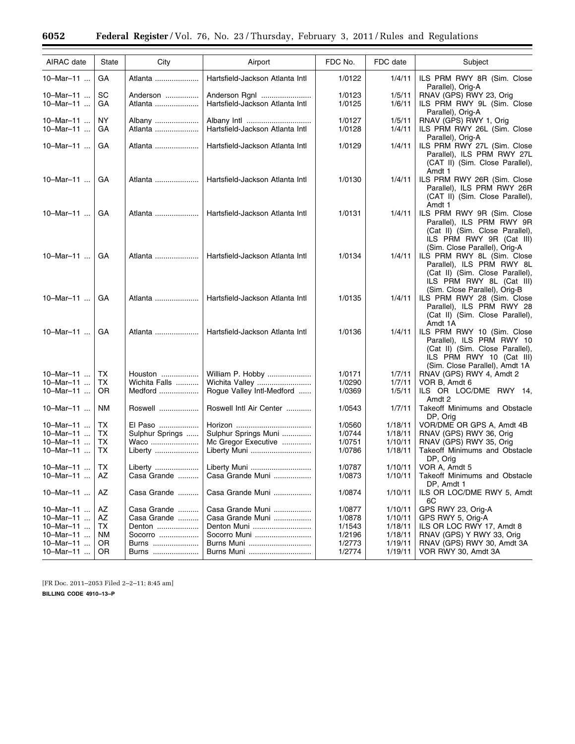| AIRAC date | State | City | Airport | FDC No. | FDC date | Subject |
|---|---|---|---|---|---|---|
| 10–Mar–11 | GA | Atlanta | Hartsfield-Jackson Atlanta Intl | 1/0122 | 1/4/11 | ILS PRM RWY 8R (Sim. Close Parallel), Orig-A |
| 10–Mar–11 | SC | Anderson | Anderson Rgnl | 1/0123 | 1/5/11 | RNAV (GPS) RWY 23, Orig |
| 10–Mar–11 | GA | Atlanta | Hartsfield-Jackson Atlanta Intl | 1/0125 | 1/6/11 | ILS PRM RWY 9L (Sim. Close Parallel), Orig-A |
| 10–Mar–11 | NY | Albany | Albany Intl | 1/0127 | 1/5/11 | RNAV (GPS) RWY 1, Orig |
| 10–Mar–11 | GA | Atlanta | Hartsfield-Jackson Atlanta Intl | 1/0128 | 1/4/11 | ILS PRM RWY 26L (Sim. Close Parallel), Orig-A |
| 10–Mar–11 | GA | Atlanta | Hartsfield-Jackson Atlanta Intl | 1/0129 | 1/4/11 | ILS PRM RWY 27L (Sim. Close Parallel), ILS PRM RWY 27L (CAT II) (Sim. Close Parallel), Amdt 1 |
| 10–Mar–11 | GA | Atlanta | Hartsfield-Jackson Atlanta Intl | 1/0130 | 1/4/11 | ILS PRM RWY 26R (Sim. Close Parallel), ILS PRM RWY 26R (CAT II) (Sim. Close Parallel), Amdt 1 |
| 10–Mar–11 | GA | Atlanta | Hartsfield-Jackson Atlanta Intl | 1/0131 | 1/4/11 | ILS PRM RWY 9R (Sim. Close Parallel), ILS PRM RWY 9R (Cat II) (Sim. Close Parallel), ILS PRM RWY 9R (Cat III) (Sim. Close Parallel), Orig-A |
| 10–Mar–11 | GA | Atlanta | Hartsfield-Jackson Atlanta Intl | 1/0134 | 1/4/11 | ILS PRM RWY 8L (Sim. Close Parallel), ILS PRM RWY 8L (Cat II) (Sim. Close Parallel), ILS PRM RWY 8L (Cat III) (Sim. Close Parallel), Orig-B |
| 10–Mar–11 | GA | Atlanta | Hartsfield-Jackson Atlanta Intl | 1/0135 | 1/4/11 | ILS PRM RWY 28 (Sim. Close Parallel), ILS PRM RWY 28 (Cat II) (Sim. Close Parallel), Amdt 1A |
| 10–Mar–11 | GA | Atlanta | Hartsfield-Jackson Atlanta Intl | 1/0136 | 1/4/11 | ILS PRM RWY 10 (Sim. Close Parallel), ILS PRM RWY 10 (Cat II) (Sim. Close Parallel), ILS PRM RWY 10 (Cat III) (Sim. Close Parallel), Amdt 1A |
| 10–Mar–11 | TX | Houston | William P. Hobby | 1/0171 | 1/7/11 | RNAV (GPS) RWY 4, Amdt 2 |
| 10–Mar–11 | TX | Wichita Falls | Wichita Valley | 1/0290 | 1/7/11 | VOR B, Amdt 6 |
| 10–Mar–11 | OR | Medford | Rogue Valley Intl-Medford | 1/0369 | 1/5/11 | ILS OR LOC/DME RWY 14, Amdt 2 |
| 10–Mar–11 | NM | Roswell | Roswell Intl Air Center | 1/0543 | 1/7/11 | Takeoff Minimums and Obstacle DP, Orig |
| 10–Mar–11 | TX | El Paso | Horizon | 1/0560 | 1/18/11 | VOR/DME OR GPS A, Amdt 4B |
| 10–Mar–11 | TX | Sulphur Springs | Sulphur Springs Muni | 1/0744 | 1/18/11 | RNAV (GPS) RWY 36, Orig |
| 10–Mar–11 | TX | Waco | Mc Gregor Executive | 1/0751 | 1/10/11 | RNAV (GPS) RWY 35, Orig |
| 10–Mar–11 | TX | Liberty | Liberty Muni | 1/0786 | 1/18/11 | Takeoff Minimums and Obstacle DP, Orig |
| 10–Mar–11 | TX | Liberty | Liberty Muni | 1/0787 | 1/10/11 | VOR A, Amdt 5 |
| 10–Mar–11 | AZ | Casa Grande | Casa Grande Muni | 1/0873 | 1/10/11 | Takeoff Minimums and Obstacle DP, Amdt 1 |
| 10–Mar–11 | AZ | Casa Grande | Casa Grande Muni | 1/0874 | 1/10/11 | ILS OR LOC/DME RWY 5, Amdt 6C |
| 10–Mar–11 | AZ | Casa Grande | Casa Grande Muni | 1/0877 | 1/10/11 | GPS RWY 23, Orig-A |
| 10–Mar–11 | AZ | Casa Grande | Casa Grande Muni | 1/0878 | 1/10/11 | GPS RWY 5, Orig-A |
| 10–Mar–11 | TX | Denton | Denton Muni | 1/1543 | 1/18/11 | ILS OR LOC RWY 17, Amdt 8 |
| 10–Mar–11 | NM | Socorro | Socorro Muni | 1/2196 | 1/18/11 | RNAV (GPS) Y RWY 33, Orig |
| 10–Mar–11 | OR | Burns | Burns Muni | 1/2773 | 1/19/11 | RNAV (GPS) RWY 30, Amdt 3A |
| 10–Mar–11 | OR | Burns | Burns Muni | 1/2774 | 1/19/11 | VOR RWY 30, Amdt 3A |

[FR Doc. 2011–2053 Filed 2–2–11; 8:45 am]

**BILLING CODE 4910–13–P**